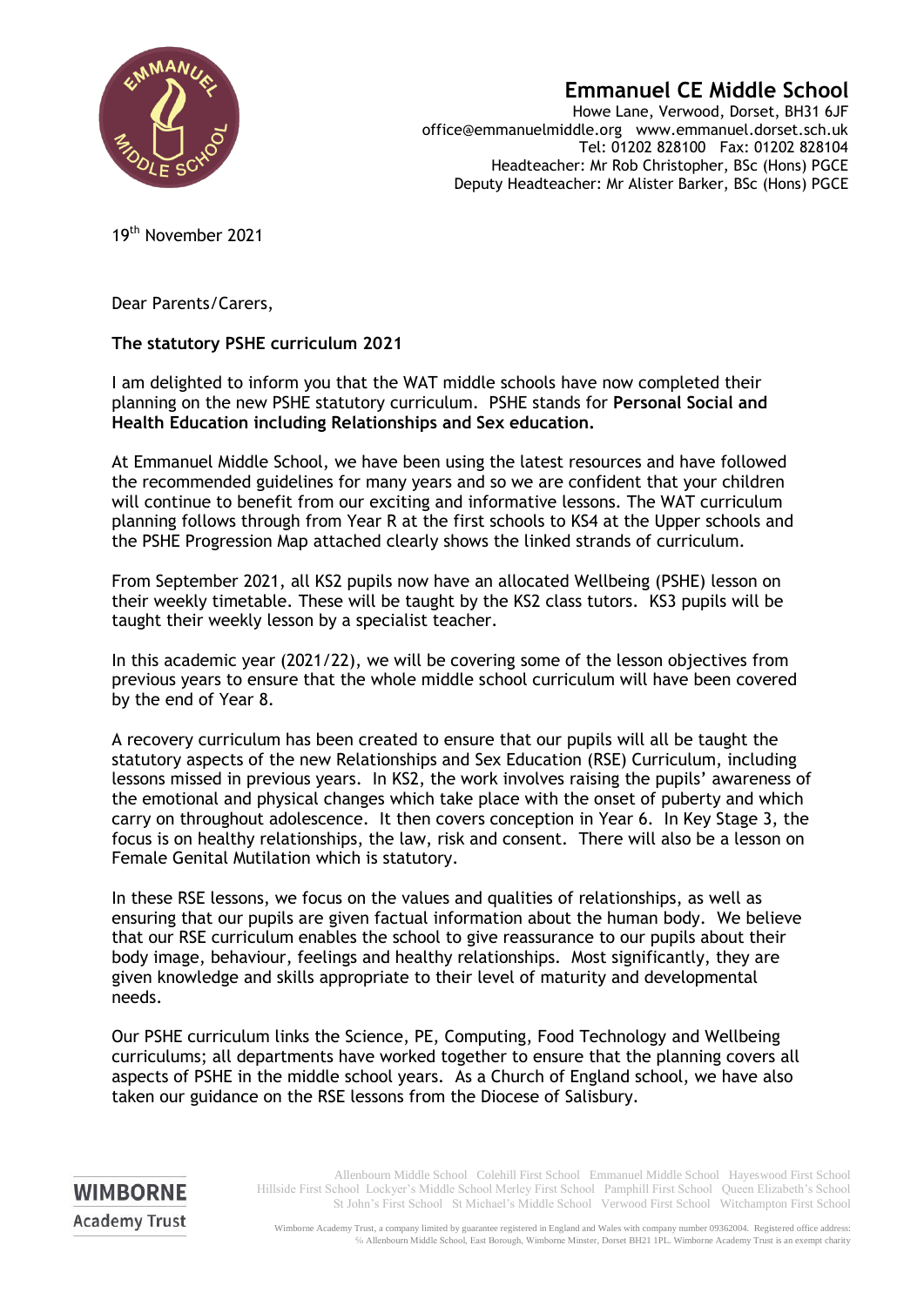# Emmanuel CE Middle School

Howe Lane, Verwood, Dorset, BH31 6JF
office@emmanuelmiddle.org www.emmanuel.dorset.sch.uk
Tel: 01202 828100 Fax: 01202 828104
Headteacher: Mr Rob Christopher, BSc (Hons) PGCE
Deputy Headteacher: Mr Alister Barker, BSc (Hons) PGCE

19th November 2021

Dear Parents/Carers,

**The statutory PSHE curriculum 2021**

I am delighted to inform you that the WAT middle schools have now completed their planning on the new PSHE statutory curriculum. PSHE stands for **Personal Social and Health Education including Relationships and Sex education.**

At Emmanuel Middle School, we have been using the latest resources and have followed the recommended guidelines for many years and so we are confident that your children will continue to benefit from our exciting and informative lessons. The WAT curriculum planning follows through from Year R at the first schools to KS4 at the Upper schools and the PSHE Progression Map attached clearly shows the linked strands of curriculum.

From September 2021, all KS2 pupils now have an allocated Wellbeing (PSHE) lesson on their weekly timetable. These will be taught by the KS2 class tutors. KS3 pupils will be taught their weekly lesson by a specialist teacher.

In this academic year (2021/22), we will be covering some of the lesson objectives from previous years to ensure that the whole middle school curriculum will have been covered by the end of Year 8.

A recovery curriculum has been created to ensure that our pupils will all be taught the statutory aspects of the new Relationships and Sex Education (RSE) Curriculum, including lessons missed in previous years. In KS2, the work involves raising the pupils' awareness of the emotional and physical changes which take place with the onset of puberty and which carry on throughout adolescence. It then covers conception in Year 6. In Key Stage 3, the focus is on healthy relationships, the law, risk and consent. There will also be a lesson on Female Genital Mutilation which is statutory.

In these RSE lessons, we focus on the values and qualities of relationships, as well as ensuring that our pupils are given factual information about the human body. We believe that our RSE curriculum enables the school to give reassurance to our pupils about their body image, behaviour, feelings and healthy relationships. Most significantly, they are given knowledge and skills appropriate to their level of maturity and developmental needs.

Our PSHE curriculum links the Science, PE, Computing, Food Technology and Wellbeing curriculums; all departments have worked together to ensure that the planning covers all aspects of PSHE in the middle school years. As a Church of England school, we have also taken our guidance on the RSE lessons from the Diocese of Salisbury.

**WIMBORNE** Academy Trust

Allenbourn Middle School Colehill First School Emmanuel Middle School Hayeswood First School Hillside First School Lockyer's Middle School Merley First School Pamphill First School Queen Elizabeth's School St John's First School St Michael's Middle School Verwood First School Witchampton First School

Wimborne Academy Trust, a company limited by guarantee registered in England and Wales with company number 09362004. Registered office address: % Allenbourn Middle School, East Borough, Wimborne Minster, Dorset BH21 1PL. Wimborne Academy Trust is an exempt charity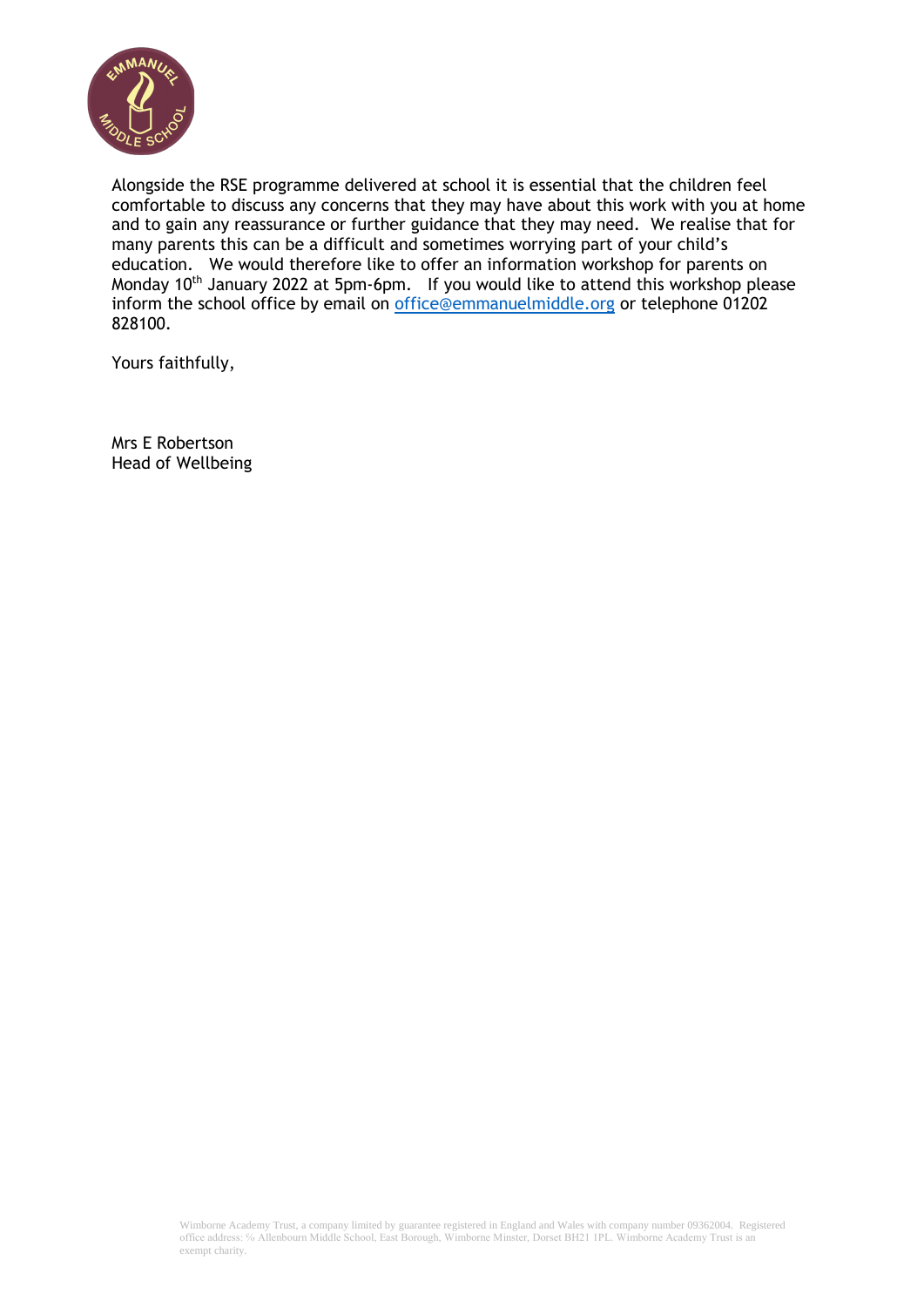Alongside the RSE programme delivered at school it is essential that the children feel comfortable to discuss any concerns that they may have about this work with you at home and to gain any reassurance or further guidance that they may need. We realise that for many parents this can be a difficult and sometimes worrying part of your child's education. We would therefore like to offer an information workshop for parents on Monday 10th January 2022 at 5pm-6pm. If you would like to attend this workshop please inform the school office by email on office@emmanuelmiddle.org or telephone 01202 828100.

Yours faithfully,

Mrs E Robertson
Head of Wellbeing

Wimborne Academy Trust, a company limited by guarantee registered in England and Wales with company number 09362004. Registered office address: ℅ Allenbourn Middle School, East Borough, Wimborne Minster, Dorset BH21 1PL. Wimborne Academy Trust is an exempt charity.